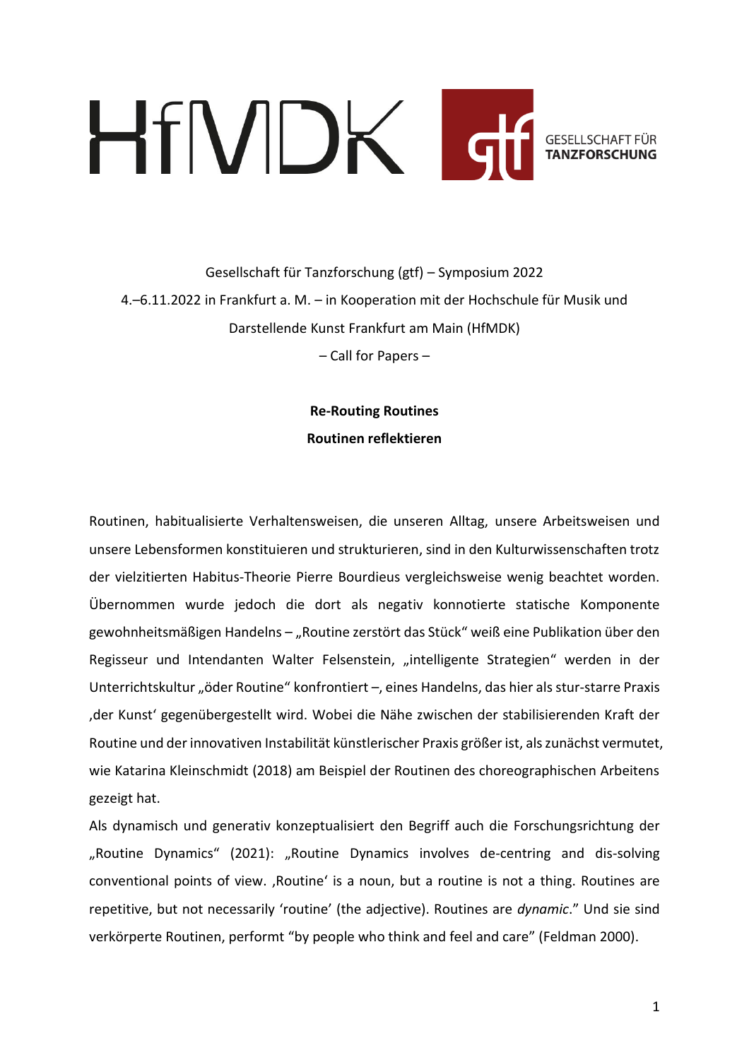HfMDK gtf GESELLSCHAFT FÜR TANZFORSCHUNG

Gesellschaft für Tanzforschung (gtf) – Symposium 2022

4.–6.11.2022 in Frankfurt a. M. – in Kooperation mit der Hochschule für Musik und Darstellende Kunst Frankfurt am Main (HfMDK)

– Call for Papers –

# Re-Routing Routines
## Routinen reflektieren

Routinen, habitualisierte Verhaltensweisen, die unseren Alltag, unsere Arbeitsweisen und unsere Lebensformen konstituieren und strukturieren, sind in den Kulturwissenschaften trotz der vielzitierten Habitus-Theorie Pierre Bourdieus vergleichsweise wenig beachtet worden. Übernommen wurde jedoch die dort als negativ konnotierte statische Komponente gewohnheitsmäßigen Handelns – „Routine zerstört das Stück" weiß eine Publikation über den Regisseur und Intendanten Walter Felsenstein, „intelligente Strategien" werden in der Unterrichtskultur „öder Routine" konfrontiert –, eines Handelns, das hier als stur-starre Praxis ‚der Kunst' gegenübergestellt wird. Wobei die Nähe zwischen der stabilisierenden Kraft der Routine und der innovativen Instabilität künstlerischer Praxis größer ist, als zunächst vermutet, wie Katarina Kleinschmidt (2018) am Beispiel der Routinen des choreographischen Arbeitens gezeigt hat.

Als dynamisch und generativ konzeptualisiert den Begriff auch die Forschungsrichtung der „Routine Dynamics" (2021): „Routine Dynamics involves de-centring and dis-solving conventional points of view. ‚Routine' is a noun, but a routine is not a thing. Routines are repetitive, but not necessarily 'routine' (the adjective). Routines are *dynamic*." Und sie sind verkörperte Routinen, performt "by people who think and feel and care" (Feldman 2000).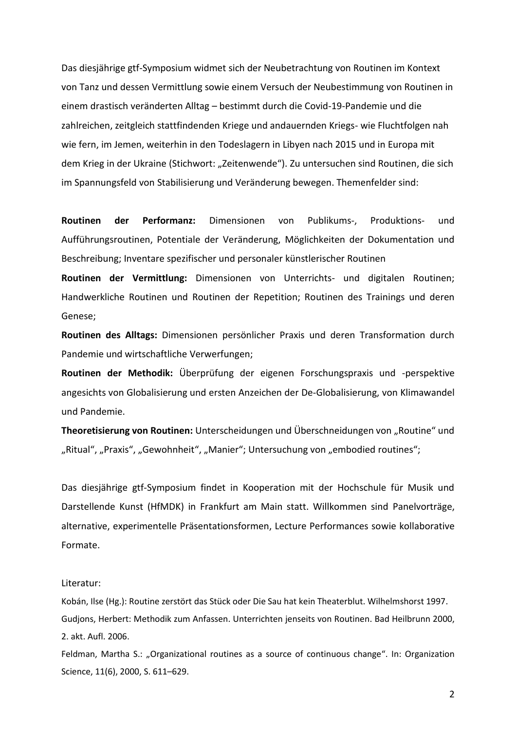Das diesjährige gtf-Symposium widmet sich der Neubetrachtung von Routinen im Kontext von Tanz und dessen Vermittlung sowie einem Versuch der Neubestimmung von Routinen in einem drastisch veränderten Alltag – bestimmt durch die Covid-19-Pandemie und die zahlreichen, zeitgleich stattfindenden Kriege und andauernden Kriegs- wie Fluchtfolgen nah wie fern, im Jemen, weiterhin in den Todeslagern in Libyen nach 2015 und in Europa mit dem Krieg in der Ukraine (Stichwort: „Zeitenwende"). Zu untersuchen sind Routinen, die sich im Spannungsfeld von Stabilisierung und Veränderung bewegen. Themenfelder sind:

**Routinen der Performanz:** Dimensionen von Publikums-, Produktions- und Aufführungsroutinen, Potentiale der Veränderung, Möglichkeiten der Dokumentation und Beschreibung; Inventare spezifischer und personaler künstlerischer Routinen

**Routinen der Vermittlung:** Dimensionen von Unterrichts- und digitalen Routinen; Handwerkliche Routinen und Routinen der Repetition; Routinen des Trainings und deren Genese;

**Routinen des Alltags:** Dimensionen persönlicher Praxis und deren Transformation durch Pandemie und wirtschaftliche Verwerfungen;

**Routinen der Methodik:** Überprüfung der eigenen Forschungspraxis und -perspektive angesichts von Globalisierung und ersten Anzeichen der De-Globalisierung, von Klimawandel und Pandemie.

**Theoretisierung von Routinen:** Unterscheidungen und Überschneidungen von „Routine" und „Ritual", „Praxis", „Gewohnheit", „Manier"; Untersuchung von „embodied routines";

Das diesjährige gtf-Symposium findet in Kooperation mit der Hochschule für Musik und Darstellende Kunst (HfMDK) in Frankfurt am Main statt. Willkommen sind Panelvorträge, alternative, experimentelle Präsentationsformen, Lecture Performances sowie kollaborative Formate.

Literatur:

Kobán, Ilse (Hg.): Routine zerstört das Stück oder Die Sau hat kein Theaterblut. Wilhelmshorst 1997.

Gudjons, Herbert: Methodik zum Anfassen. Unterrichten jenseits von Routinen. Bad Heilbrunn 2000, 2. akt. Aufl. 2006.

Feldman, Martha S.: „Organizational routines as a source of continuous change". In: Organization Science, 11(6), 2000, S. 611–629.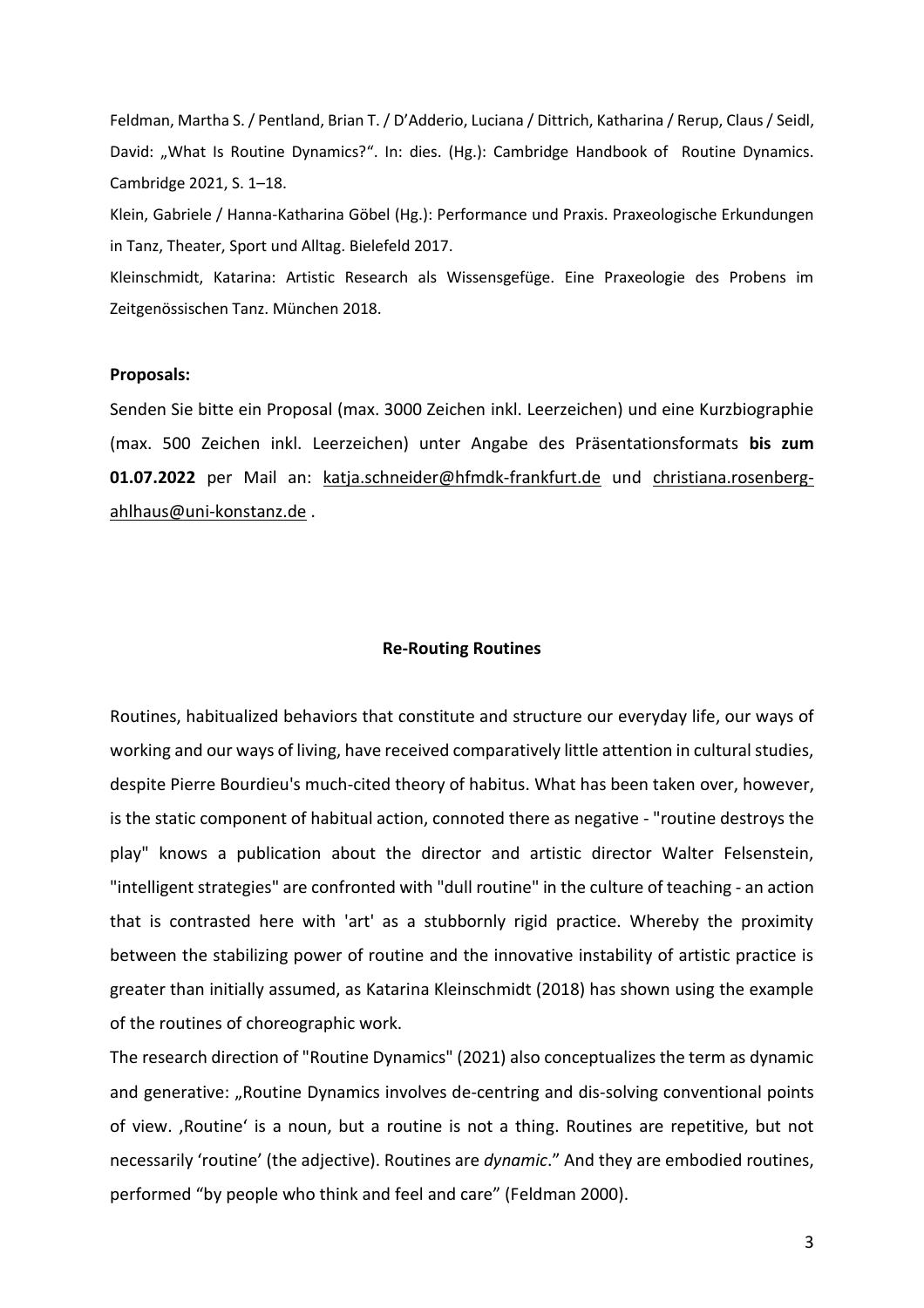Feldman, Martha S. / Pentland, Brian T. / D'Adderio, Luciana / Dittrich, Katharina / Rerup, Claus / Seidl, David: „What Is Routine Dynamics?". In: dies. (Hg.): Cambridge Handbook of Routine Dynamics. Cambridge 2021, S. 1–18.

Klein, Gabriele / Hanna-Katharina Göbel (Hg.): Performance und Praxis. Praxeologische Erkundungen in Tanz, Theater, Sport und Alltag. Bielefeld 2017.

Kleinschmidt, Katarina: Artistic Research als Wissensgefüge. Eine Praxeologie des Probens im Zeitgenössischen Tanz. München 2018.

**Proposals:**

Senden Sie bitte ein Proposal (max. 3000 Zeichen inkl. Leerzeichen) und eine Kurzbiographie (max. 500 Zeichen inkl. Leerzeichen) unter Angabe des Präsentationsformats **bis zum 01.07.2022** per Mail an: katja.schneider@hfmdk-frankfurt.de und christiana.rosenberg-ahlhaus@uni-konstanz.de .

**Re-Routing Routines**

Routines, habitualized behaviors that constitute and structure our everyday life, our ways of working and our ways of living, have received comparatively little attention in cultural studies, despite Pierre Bourdieu's much-cited theory of habitus. What has been taken over, however, is the static component of habitual action, connoted there as negative - "routine destroys the play" knows a publication about the director and artistic director Walter Felsenstein, "intelligent strategies" are confronted with "dull routine" in the culture of teaching - an action that is contrasted here with 'art' as a stubbornly rigid practice. Whereby the proximity between the stabilizing power of routine and the innovative instability of artistic practice is greater than initially assumed, as Katarina Kleinschmidt (2018) has shown using the example of the routines of choreographic work.

The research direction of "Routine Dynamics" (2021) also conceptualizes the term as dynamic and generative: „Routine Dynamics involves de-centring and dis-solving conventional points of view. ‚Routine' is a noun, but a routine is not a thing. Routines are repetitive, but not necessarily 'routine' (the adjective). Routines are *dynamic*." And they are embodied routines, performed "by people who think and feel and care" (Feldman 2000).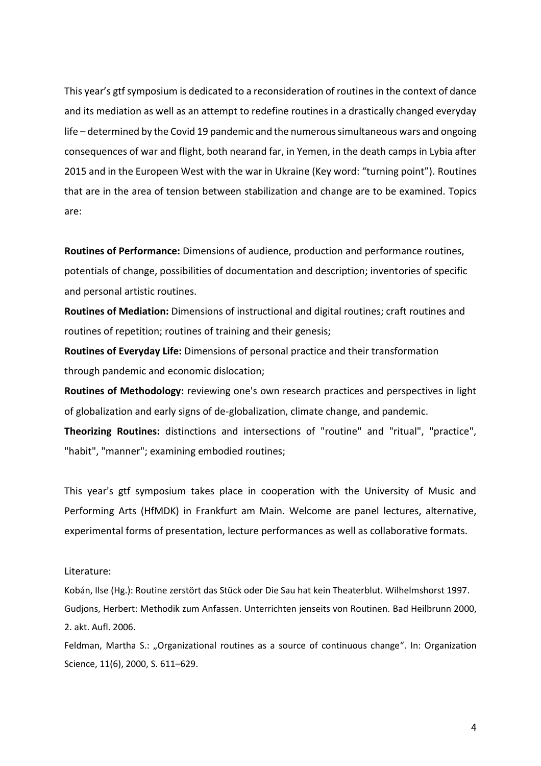This year's gtf symposium is dedicated to a reconsideration of routines in the context of dance and its mediation as well as an attempt to redefine routines in a drastically changed everyday life – determined by the Covid 19 pandemic and the numerous simultaneous wars and ongoing consequences of war and flight, both nearand far, in Yemen, in the death camps in Lybia after 2015 and in the Europeen West with the war in Ukraine (Key word: "turning point"). Routines that are in the area of tension between stabilization and change are to be examined. Topics are:

**Routines of Performance:** Dimensions of audience, production and performance routines, potentials of change, possibilities of documentation and description; inventories of specific and personal artistic routines.

**Routines of Mediation:** Dimensions of instructional and digital routines; craft routines and routines of repetition; routines of training and their genesis;

**Routines of Everyday Life:** Dimensions of personal practice and their transformation through pandemic and economic dislocation;

**Routines of Methodology:** reviewing one's own research practices and perspectives in light of globalization and early signs of de-globalization, climate change, and pandemic.

**Theorizing Routines:** distinctions and intersections of "routine" and "ritual", "practice", "habit", "manner"; examining embodied routines;

This year's gtf symposium takes place in cooperation with the University of Music and Performing Arts (HfMDK) in Frankfurt am Main. Welcome are panel lectures, alternative, experimental forms of presentation, lecture performances as well as collaborative formats.

Literature:

Kobán, Ilse (Hg.): Routine zerstört das Stück oder Die Sau hat kein Theaterblut. Wilhelmshorst 1997.

Gudjons, Herbert: Methodik zum Anfassen. Unterrichten jenseits von Routinen. Bad Heilbrunn 2000, 2. akt. Aufl. 2006.

Feldman, Martha S.: „Organizational routines as a source of continuous change". In: Organization Science, 11(6), 2000, S. 611–629.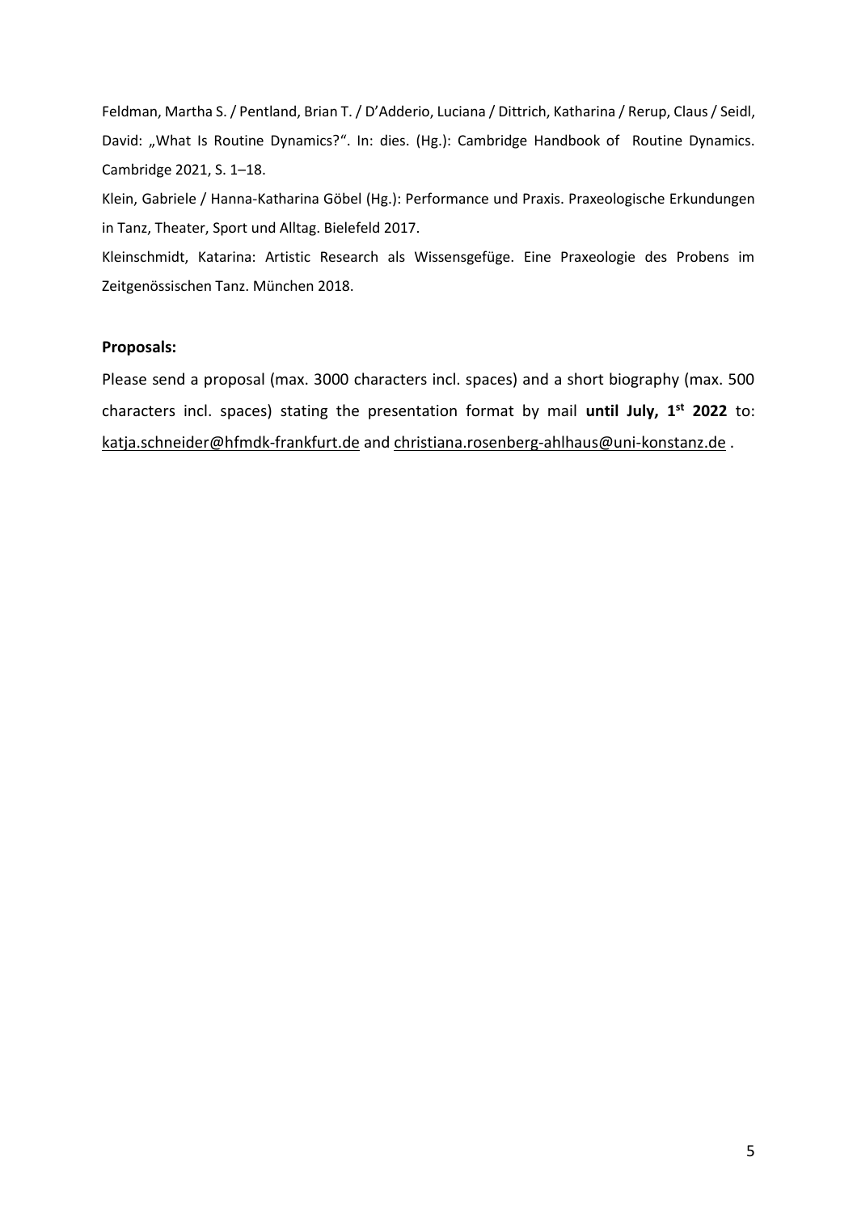Feldman, Martha S. / Pentland, Brian T. / D'Adderio, Luciana / Dittrich, Katharina / Rerup, Claus / Seidl, David: „What Is Routine Dynamics?". In: dies. (Hg.): Cambridge Handbook of Routine Dynamics. Cambridge 2021, S. 1–18.

Klein, Gabriele / Hanna-Katharina Göbel (Hg.): Performance und Praxis. Praxeologische Erkundungen in Tanz, Theater, Sport und Alltag. Bielefeld 2017.

Kleinschmidt, Katarina: Artistic Research als Wissensgefüge. Eine Praxeologie des Probens im Zeitgenössischen Tanz. München 2018.

**Proposals:**

Please send a proposal (max. 3000 characters incl. spaces) and a short biography (max. 500 characters incl. spaces) stating the presentation format by mail **until July, 1st 2022** to: katja.schneider@hfmdk-frankfurt.de and christiana.rosenberg-ahlhaus@uni-konstanz.de .